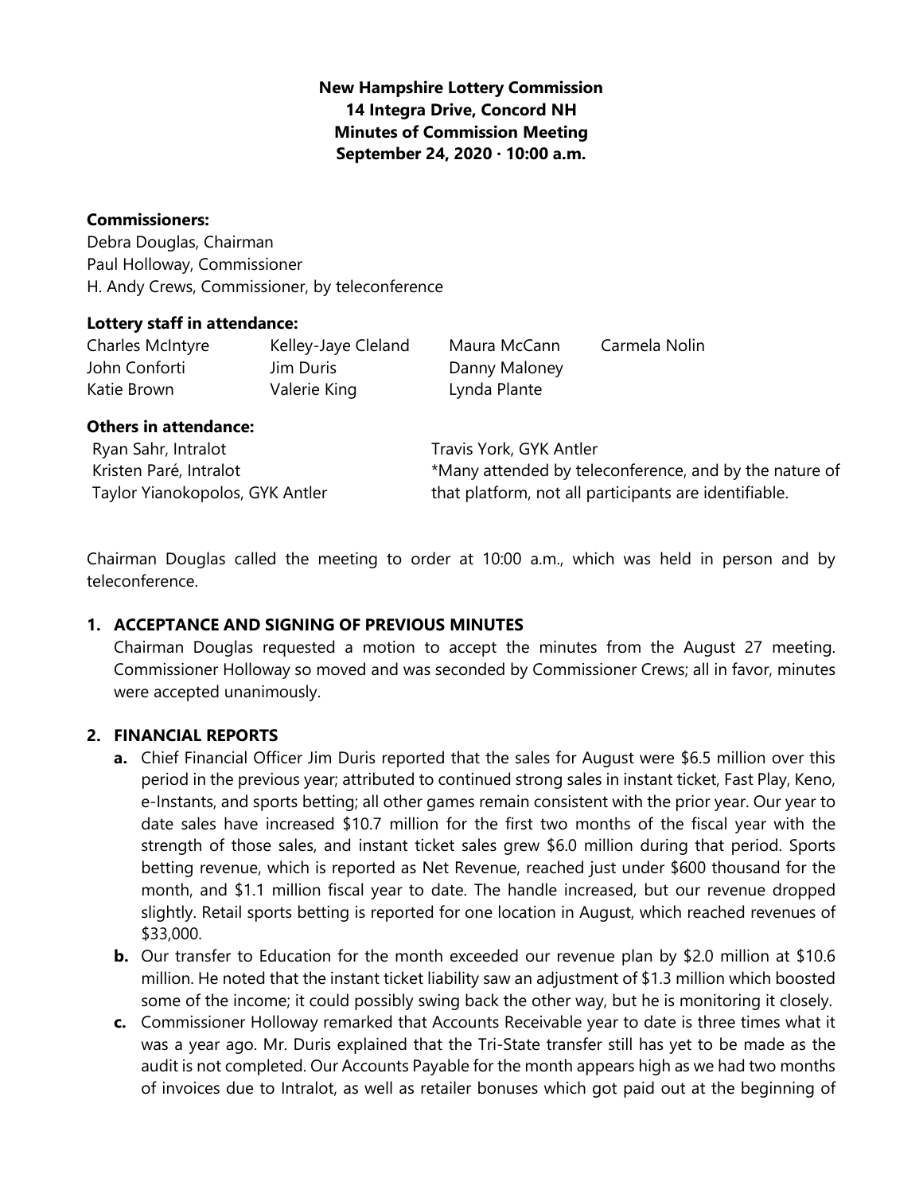**New Hampshire Lottery Commission**
**14 Integra Drive, Concord NH**
**Minutes of Commission Meeting**
**September 24, 2020 · 10:00 a.m.**

**Commissioners:**
Debra Douglas, Chairman
Paul Holloway, Commissioner
H. Andy Crews, Commissioner, by teleconference

**Lottery staff in attendance:**

| | | | |
|---|---|---|---|
| Charles McIntyre | Kelley-Jaye Cleland | Maura McCann | Carmela Nolin |
| John Conforti | Jim Duris | Danny Maloney | |
| Katie Brown | Valerie King | Lynda Plante | |

**Others in attendance:**

Ryan Sahr, Intralot
Kristen Paré, Intralot
Taylor Yianokopolos, GYK Antler
Travis York, GYK Antler
*Many attended by teleconference, and by the nature of that platform, not all participants are identifiable.

Chairman Douglas called the meeting to order at 10:00 a.m., which was held in person and by teleconference.

## 1. ACCEPTANCE AND SIGNING OF PREVIOUS MINUTES

Chairman Douglas requested a motion to accept the minutes from the August 27 meeting. Commissioner Holloway so moved and was seconded by Commissioner Crews; all in favor, minutes were accepted unanimously.

## 2. FINANCIAL REPORTS

**a.** Chief Financial Officer Jim Duris reported that the sales for August were $6.5 million over this period in the previous year; attributed to continued strong sales in instant ticket, Fast Play, Keno, e-Instants, and sports betting; all other games remain consistent with the prior year. Our year to date sales have increased $10.7 million for the first two months of the fiscal year with the strength of those sales, and instant ticket sales grew $6.0 million during that period. Sports betting revenue, which is reported as Net Revenue, reached just under $600 thousand for the month, and $1.1 million fiscal year to date. The handle increased, but our revenue dropped slightly. Retail sports betting is reported for one location in August, which reached revenues of $33,000.

**b.** Our transfer to Education for the month exceeded our revenue plan by $2.0 million at $10.6 million. He noted that the instant ticket liability saw an adjustment of $1.3 million which boosted some of the income; it could possibly swing back the other way, but he is monitoring it closely.

**c.** Commissioner Holloway remarked that Accounts Receivable year to date is three times what it was a year ago. Mr. Duris explained that the Tri-State transfer still has yet to be made as the audit is not completed. Our Accounts Payable for the month appears high as we had two months of invoices due to Intralot, as well as retailer bonuses which got paid out at the beginning of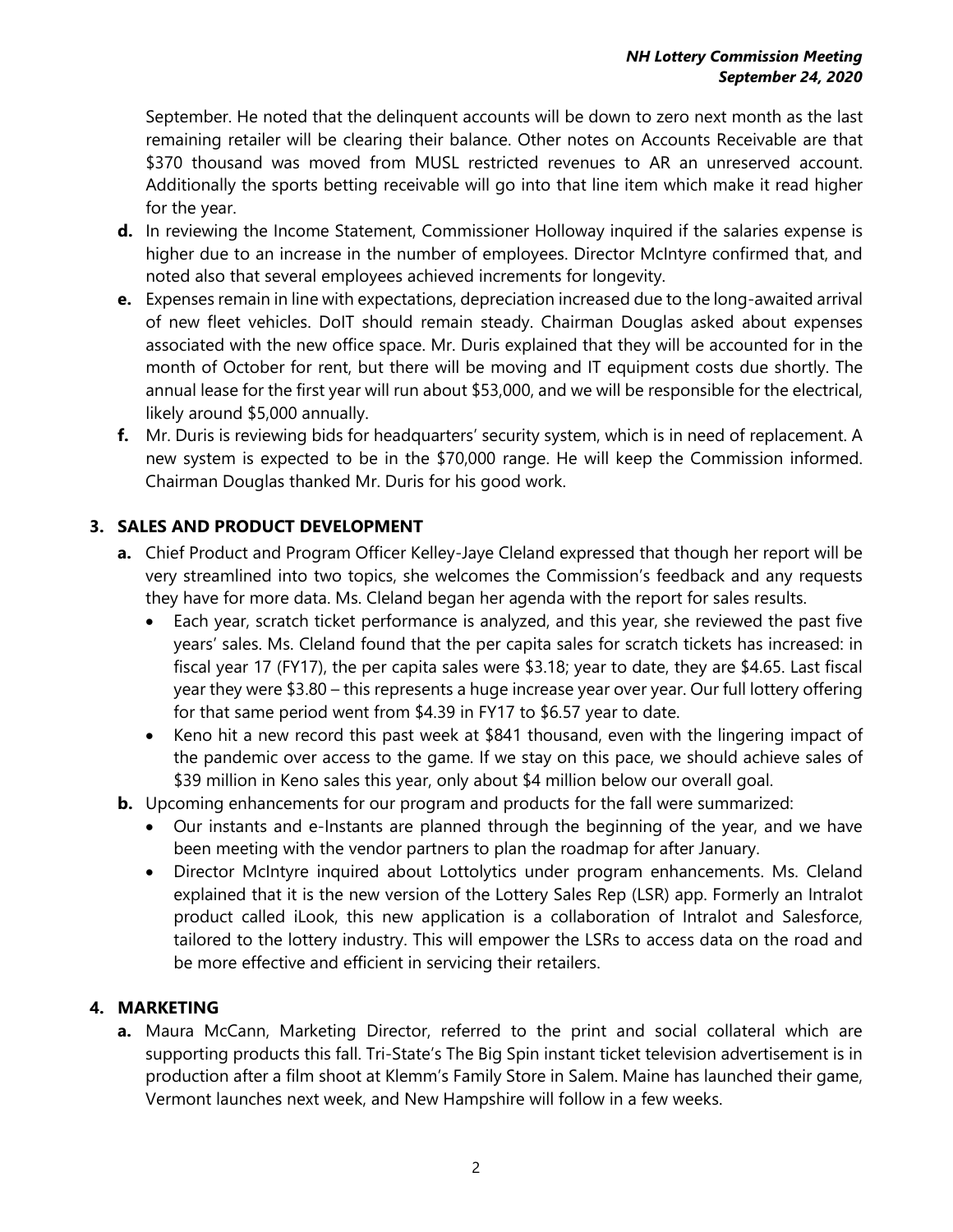September. He noted that the delinquent accounts will be down to zero next month as the last remaining retailer will be clearing their balance. Other notes on Accounts Receivable are that $370 thousand was moved from MUSL restricted revenues to AR an unreserved account. Additionally the sports betting receivable will go into that line item which make it read higher for the year.

**d.** In reviewing the Income Statement, Commissioner Holloway inquired if the salaries expense is higher due to an increase in the number of employees. Director McIntyre confirmed that, and noted also that several employees achieved increments for longevity.

**e.** Expenses remain in line with expectations, depreciation increased due to the long-awaited arrival of new fleet vehicles. DoIT should remain steady. Chairman Douglas asked about expenses associated with the new office space. Mr. Duris explained that they will be accounted for in the month of October for rent, but there will be moving and IT equipment costs due shortly. The annual lease for the first year will run about $53,000, and we will be responsible for the electrical, likely around $5,000 annually.

**f.** Mr. Duris is reviewing bids for headquarters' security system, which is in need of replacement. A new system is expected to be in the $70,000 range. He will keep the Commission informed. Chairman Douglas thanked Mr. Duris for his good work.

## 3. SALES AND PRODUCT DEVELOPMENT

**a.** Chief Product and Program Officer Kelley-Jaye Cleland expressed that though her report will be very streamlined into two topics, she welcomes the Commission's feedback and any requests they have for more data. Ms. Cleland began her agenda with the report for sales results.

- Each year, scratch ticket performance is analyzed, and this year, she reviewed the past five years' sales. Ms. Cleland found that the per capita sales for scratch tickets has increased: in fiscal year 17 (FY17), the per capita sales were $3.18; year to date, they are $4.65. Last fiscal year they were $3.80 – this represents a huge increase year over year. Our full lottery offering for that same period went from $4.39 in FY17 to $6.57 year to date.
- Keno hit a new record this past week at $841 thousand, even with the lingering impact of the pandemic over access to the game. If we stay on this pace, we should achieve sales of $39 million in Keno sales this year, only about $4 million below our overall goal.

**b.** Upcoming enhancements for our program and products for the fall were summarized:

- Our instants and e-Instants are planned through the beginning of the year, and we have been meeting with the vendor partners to plan the roadmap for after January.
- Director McIntyre inquired about Lottolytics under program enhancements. Ms. Cleland explained that it is the new version of the Lottery Sales Rep (LSR) app. Formerly an Intralot product called iLook, this new application is a collaboration of Intralot and Salesforce, tailored to the lottery industry. This will empower the LSRs to access data on the road and be more effective and efficient in servicing their retailers.

## 4. MARKETING

**a.** Maura McCann, Marketing Director, referred to the print and social collateral which are supporting products this fall. Tri-State's The Big Spin instant ticket television advertisement is in production after a film shoot at Klemm's Family Store in Salem. Maine has launched their game, Vermont launches next week, and New Hampshire will follow in a few weeks.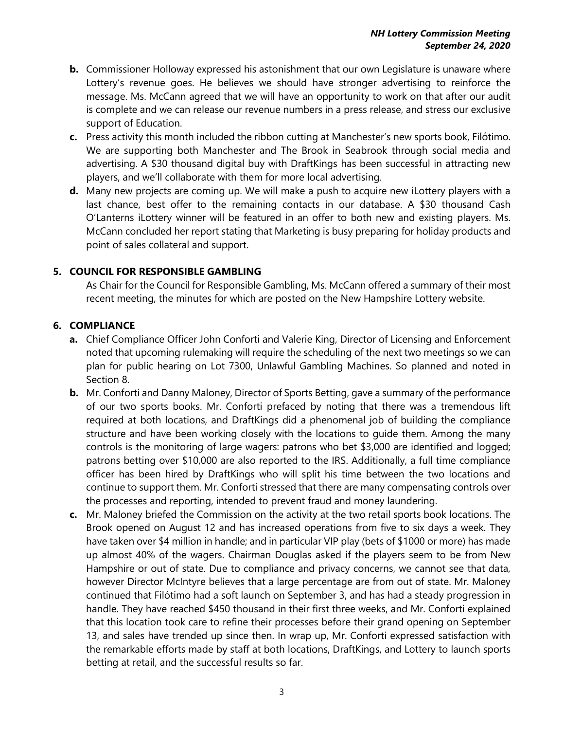- **b.** Commissioner Holloway expressed his astonishment that our own Legislature is unaware where Lottery's revenue goes. He believes we should have stronger advertising to reinforce the message. Ms. McCann agreed that we will have an opportunity to work on that after our audit is complete and we can release our revenue numbers in a press release, and stress our exclusive support of Education.
- **c.** Press activity this month included the ribbon cutting at Manchester's new sports book, Filótimo. We are supporting both Manchester and The Brook in Seabrook through social media and advertising. A $30 thousand digital buy with DraftKings has been successful in attracting new players, and we'll collaborate with them for more local advertising.
- **d.** Many new projects are coming up. We will make a push to acquire new iLottery players with a last chance, best offer to the remaining contacts in our database. A $30 thousand Cash O'Lanterns iLottery winner will be featured in an offer to both new and existing players. Ms. McCann concluded her report stating that Marketing is busy preparing for holiday products and point of sales collateral and support.

## 5. COUNCIL FOR RESPONSIBLE GAMBLING

As Chair for the Council for Responsible Gambling, Ms. McCann offered a summary of their most recent meeting, the minutes for which are posted on the New Hampshire Lottery website.

## 6. COMPLIANCE

- **a.** Chief Compliance Officer John Conforti and Valerie King, Director of Licensing and Enforcement noted that upcoming rulemaking will require the scheduling of the next two meetings so we can plan for public hearing on Lot 7300, Unlawful Gambling Machines. So planned and noted in Section 8.
- **b.** Mr. Conforti and Danny Maloney, Director of Sports Betting, gave a summary of the performance of our two sports books. Mr. Conforti prefaced by noting that there was a tremendous lift required at both locations, and DraftKings did a phenomenal job of building the compliance structure and have been working closely with the locations to guide them. Among the many controls is the monitoring of large wagers: patrons who bet $3,000 are identified and logged; patrons betting over $10,000 are also reported to the IRS. Additionally, a full time compliance officer has been hired by DraftKings who will split his time between the two locations and continue to support them. Mr. Conforti stressed that there are many compensating controls over the processes and reporting, intended to prevent fraud and money laundering.
- **c.** Mr. Maloney briefed the Commission on the activity at the two retail sports book locations. The Brook opened on August 12 and has increased operations from five to six days a week. They have taken over $4 million in handle; and in particular VIP play (bets of $1000 or more) has made up almost 40% of the wagers. Chairman Douglas asked if the players seem to be from New Hampshire or out of state. Due to compliance and privacy concerns, we cannot see that data, however Director McIntyre believes that a large percentage are from out of state. Mr. Maloney continued that Filótimo had a soft launch on September 3, and has had a steady progression in handle. They have reached $450 thousand in their first three weeks, and Mr. Conforti explained that this location took care to refine their processes before their grand opening on September 13, and sales have trended up since then. In wrap up, Mr. Conforti expressed satisfaction with the remarkable efforts made by staff at both locations, DraftKings, and Lottery to launch sports betting at retail, and the successful results so far.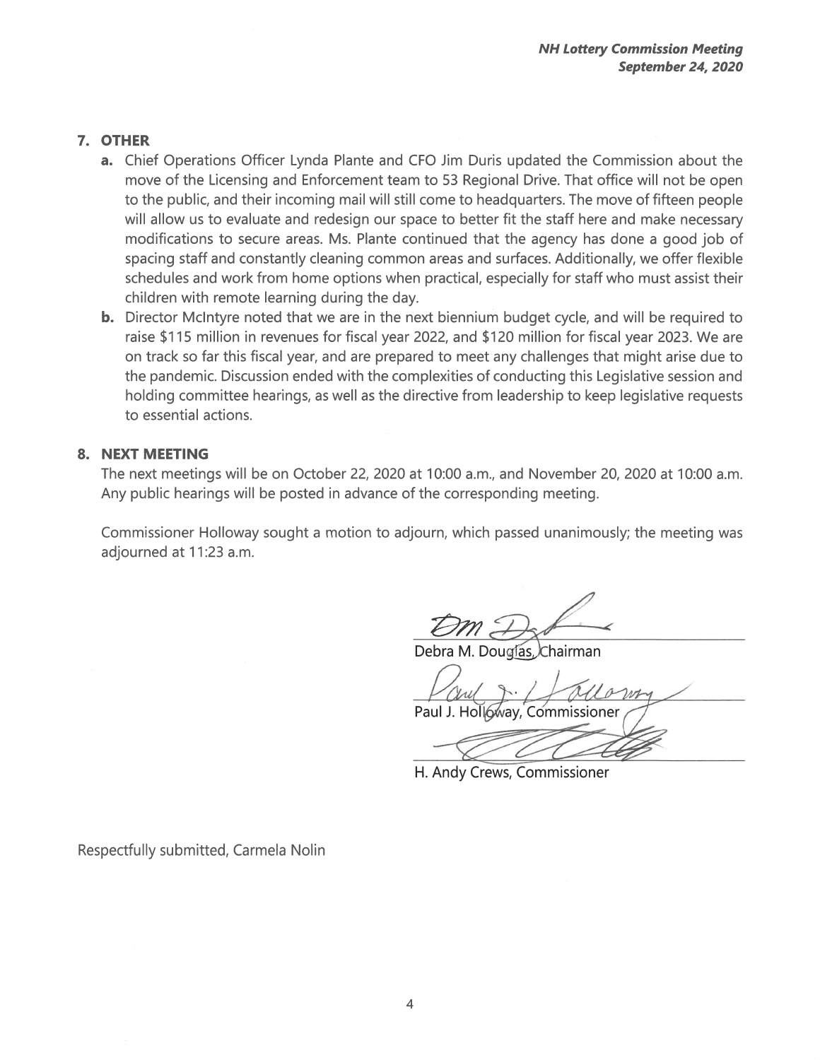## 7. OTHER

**a.** Chief Operations Officer Lynda Plante and CFO Jim Duris updated the Commission about the move of the Licensing and Enforcement team to 53 Regional Drive. That office will not be open to the public, and their incoming mail will still come to headquarters. The move of fifteen people will allow us to evaluate and redesign our space to better fit the staff here and make necessary modifications to secure areas. Ms. Plante continued that the agency has done a good job of spacing staff and constantly cleaning common areas and surfaces. Additionally, we offer flexible schedules and work from home options when practical, especially for staff who must assist their children with remote learning during the day.

**b.** Director McIntyre noted that we are in the next biennium budget cycle, and will be required to raise $115 million in revenues for fiscal year 2022, and $120 million for fiscal year 2023. We are on track so far this fiscal year, and are prepared to meet any challenges that might arise due to the pandemic. Discussion ended with the complexities of conducting this Legislative session and holding committee hearings, as well as the directive from leadership to keep legislative requests to essential actions.

## 8. NEXT MEETING

The next meetings will be on October 22, 2020 at 10:00 a.m., and November 20, 2020 at 10:00 a.m. Any public hearings will be posted in advance of the corresponding meeting.

Commissioner Holloway sought a motion to adjourn, which passed unanimously; the meeting was adjourned at 11:23 a.m.

Debra M. Douglas, Chairman

Paul J. Holloway, Commissioner

H. Andy Crews, Commissioner

Respectfully submitted, Carmela Nolin